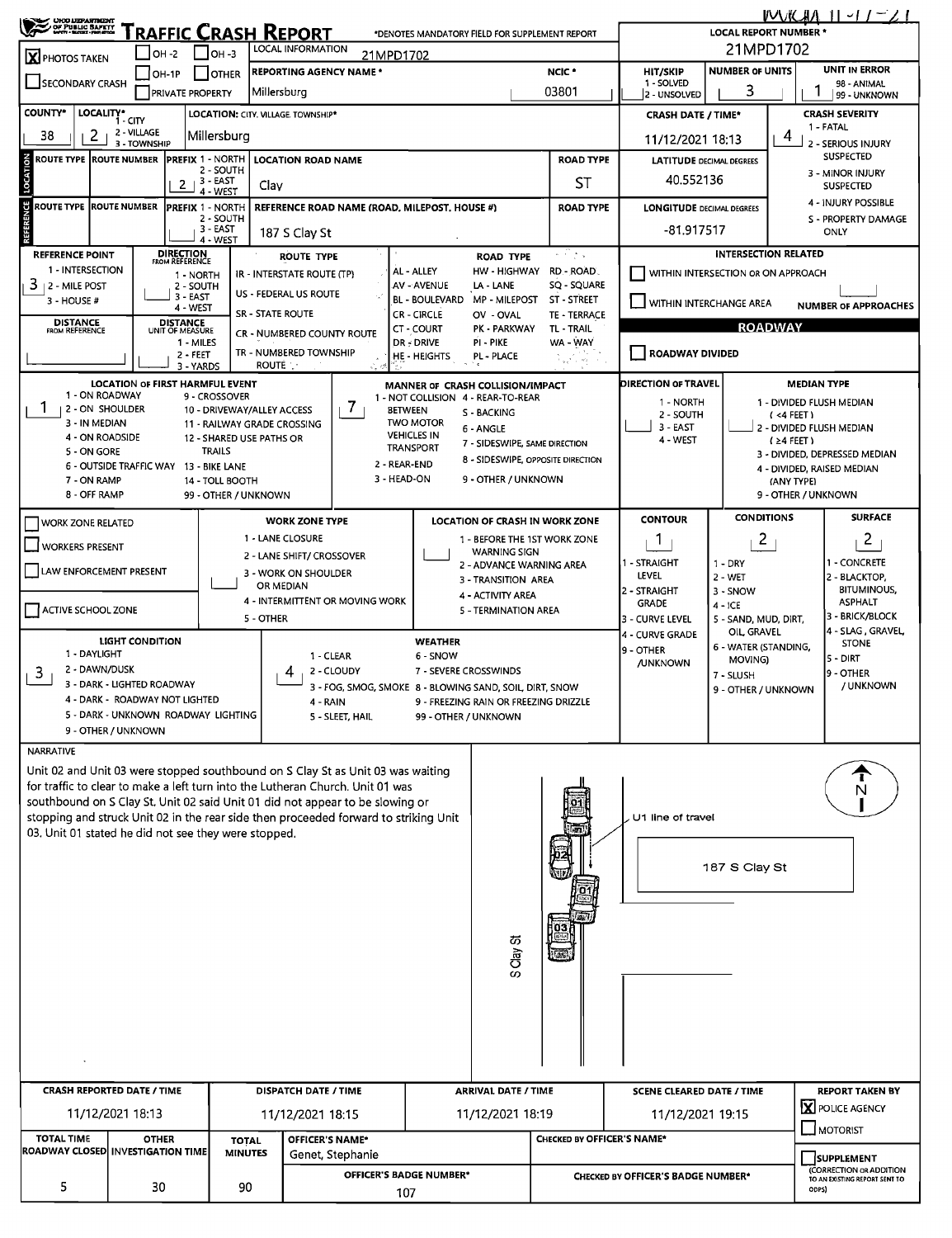MKM 11-17-21

# TRAFFIC CRASH REPORT

OHIO DEPARTMENT OF PUBLIC SAFETY

*DENOTES MANDATORY FIELD FOR SUPPLEMENT REPORT

| | |
|---|---|
| LOCAL REPORT NUMBER * | 21MPD1702 |
| LOCAL INFORMATION | 21MPD1702 |
| PHOTOS TAKEN | X |
| REPORTING AGENCY NAME * | Millersburg |
| NCIC * | 03801 |
| HIT/SKIP (1 - SOLVED, 2 - UNSOLVED) | |
| NUMBER OF UNITS | 3 |
| UNIT IN ERROR (98 - ANIMAL, 99 - UNKNOWN) | 1 |
| COUNTY* | 38 |
| LOCALITY* (1 - CITY, 2 - VILLAGE, 3 - TOWNSHIP) | 2 |
| LOCATION: CITY, VILLAGE, TOWNSHIP* | Millersburg |
| CRASH DATE / TIME* | 11/12/2021 18:13 |
| CRASH SEVERITY (1 - FATAL, 2 - SERIOUS INJURY SUSPECTED, 3 - MINOR INJURY SUSPECTED, 4 - INJURY POSSIBLE, 5 - PROPERTY DAMAGE ONLY) | 4 |

## LOCATION

| ROUTE TYPE | ROUTE NUMBER | PREFIX | LOCATION ROAD NAME | ROAD TYPE |
|---|---|---|---|---|
| | | 2 | Clay | ST |

LATITUDE DECIMAL DEGREES: 40.552136

## REFERENCE

| ROUTE TYPE | ROUTE NUMBER | PREFIX | REFERENCE ROAD NAME (ROAD, MILEPOST, HOUSE #) | ROAD TYPE |
|---|---|---|---|---|
| | | | 187 S Clay St | |

LONGITUDE DECIMAL DEGREES: -81.917517

REFERENCE POINT (1 - INTERSECTION, 2 - MILE POST, 3 - HOUSE #): 3

INTERSECTION RELATED: WITHIN INTERSECTION OR ON APPROACH ☐; WITHIN INTERCHANGE AREA ☐; NUMBER OF APPROACHES:

ROADWAY DIVIDED ☐

LOCATION OF FIRST HARMFUL EVENT: 1 (ON ROADWAY)

MANNER OF CRASH COLLISION/IMPACT: 7 (SIDESWIPE, SAME DIRECTION)

DIRECTION OF TRAVEL:

MEDIAN TYPE:

| CONTOUR | CONDITIONS | SURFACE |
|---|---|---|
| 1 (STRAIGHT LEVEL) | 2 (WET) | 2 (BLACKTOP, BITUMINOUS, ASPHALT) |

WORK ZONE RELATED ☐ WORKERS PRESENT ☐ LAW ENFORCEMENT PRESENT ☐ ACTIVE SCHOOL ZONE ☐

LIGHT CONDITION: 3 (DARK - LIGHTED ROADWAY)

WEATHER: 4 (RAIN)

## NARRATIVE

Unit 02 and Unit 03 were stopped southbound on S Clay St as Unit 03 was waiting for traffic to clear to make a left turn into the Lutheran Church. Unit 01 was southbound on S Clay St. Unit 02 said Unit 01 did not appear to be slowing or stopping and struck Unit 02 in the rear side then proceeded forward to striking Unit 03. Unit 01 stated he did not see they were stopped.

(Diagram labels: U1 line of travel; 187 S Clay St; S Clay St; N)

| CRASH REPORTED DATE / TIME | DISPATCH DATE / TIME | ARRIVAL DATE / TIME | SCENE CLEARED DATE / TIME | REPORT TAKEN BY |
|---|---|---|---|---|
| 11/12/2021 18:13 | 11/12/2021 18:15 | 11/12/2021 18:19 | 11/12/2021 19:15 | X POLICE AGENCY |

| TOTAL TIME ROADWAY CLOSED | OTHER INVESTIGATION TIME | TOTAL MINUTES | OFFICER'S NAME* | OFFICER'S BADGE NUMBER* | CHECKED BY OFFICER'S NAME* | CHECKED BY OFFICER'S BADGE NUMBER* |
|---|---|---|---|---|---|---|
| 5 | 30 | 90 | Genet, Stephanie | 107 | | |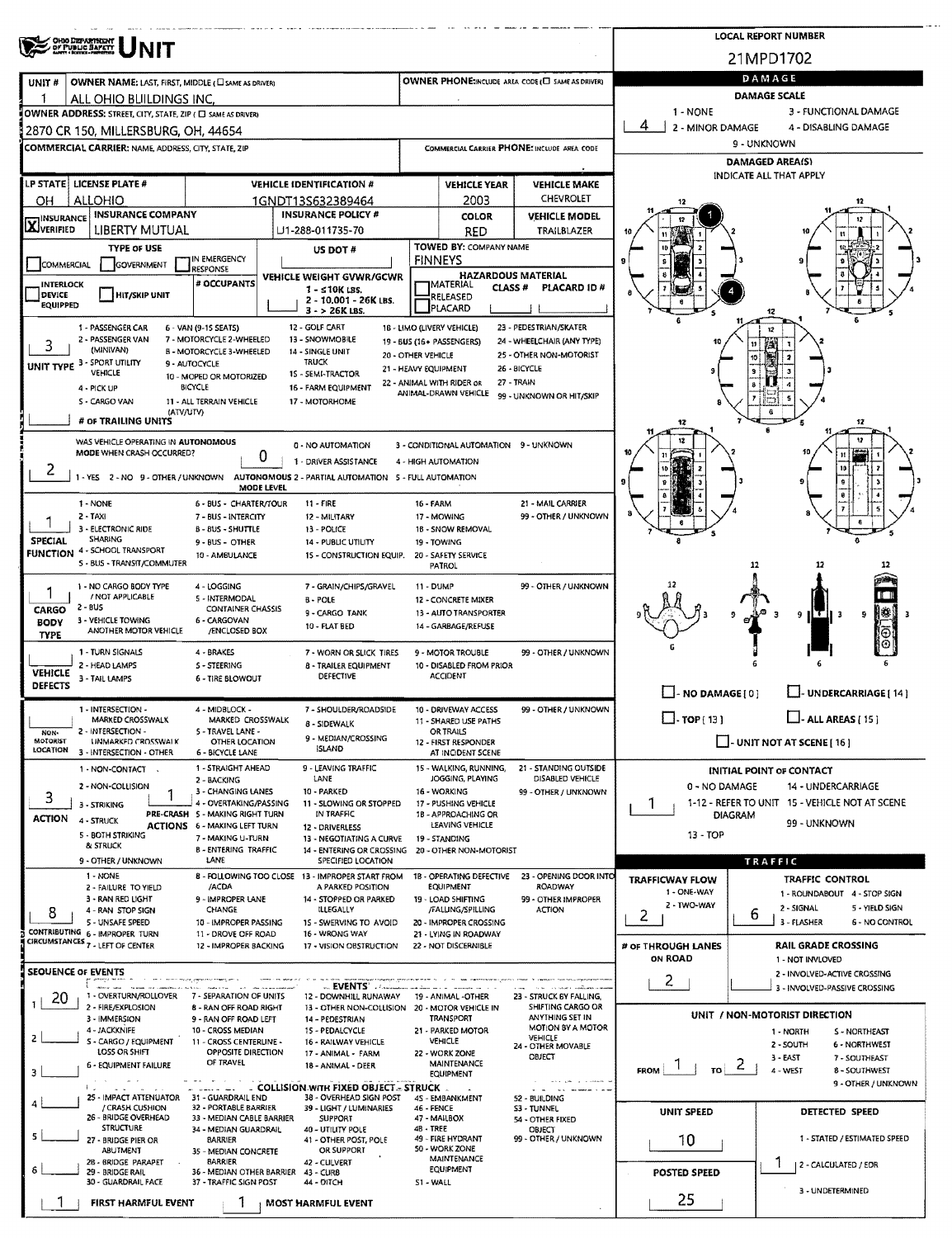# UNIT

**LOCAL REPORT NUMBER:** 21MPD1702

| UNIT # | OWNER NAME: LAST, FIRST, MIDDLE ( ☐ SAME AS DRIVER) | OWNER PHONE: INCLUDE AREA CODE ( ☐ SAME AS DRIVER) |
|---|---|---|
| 1 | ALL OHIO BUILDINGS INC, | |

**OWNER ADDRESS:** STREET, CITY, STATE, ZIP ( ☐ SAME AS DRIVER)
2870 CR 150, MILLERSBURG, OH, 44654

**COMMERCIAL CARRIER:** NAME, ADDRESS, CITY, STATE, ZIP | **COMMERCIAL CARRIER PHONE:** INCLUDE AREA CODE

| LP STATE | LICENSE PLATE # | VEHICLE IDENTIFICATION # | VEHICLE YEAR | VEHICLE MAKE |
|---|---|---|---|---|
| OH | ALLOHIO | 1GNDT13S632389464 | 2003 | CHEVROLET |

| ☒ INSURANCE VERIFIED | INSURANCE COMPANY | INSURANCE POLICY # | COLOR | VEHICLE MODEL |
|---|---|---|---|---|
| | LIBERTY MUTUAL | LJ1-288-011735-70 | RED | TRAILBLAZER |

**TYPE OF USE:** ☐ COMMERCIAL ☐ GOVERNMENT ☐ IN EMERGENCY RESPONSE
**US DOT #:**
**TOWED BY:** COMPANY NAME: FINNEYS
☐ INTERLOCK DEVICE EQUIPPED ☐ HIT/SKIP UNIT
**# OCCUPANTS:**
**VEHICLE WEIGHT GVWR/GCWR:** 1 - ≤10K LBS. 2 - 10,001 - 26K LBS. 3 - > 26K LBS.
**HAZARDOUS MATERIAL:** ☐ MATERIAL CLASS # ☐ RELEASED ☐ PLACARD PLACARD ID #

**UNIT TYPE:** 3
1 - PASSENGER CAR, 2 - PASSENGER VAN (MINIVAN), 3 - SPORT UTILITY VEHICLE, 4 - PICK UP, 5 - CARGO VAN, 6 - VAN (9-15 SEATS), 7 - MOTORCYCLE 2-WHEELED, 8 - MOTORCYCLE 3-WHEELED, 9 - AUTOCYCLE, 10 - MOPED OR MOTORIZED BICYCLE, 11 - ALL TERRAIN VEHICLE (ATV/UTV), 12 - GOLF CART, 13 - SNOWMOBILE, 14 - SINGLE UNIT TRUCK, 15 - SEMI-TRACTOR, 16 - FARM EQUIPMENT, 17 - MOTORHOME, 18 - LIMO (LIVERY VEHICLE), 19 - BUS (16+ PASSENGERS), 20 - OTHER VEHICLE, 21 - HEAVY EQUIPMENT, 22 - ANIMAL WITH RIDER OR ANIMAL-DRAWN VEHICLE, 23 - PEDESTRIAN/SKATER, 24 - WHEELCHAIR (ANY TYPE), 25 - OTHER NON-MOTORIST, 26 - BICYCLE, 27 - TRAIN, 99 - UNKNOWN OR HIT/SKIP

**# OF TRAILING UNITS:**

**WAS VEHICLE OPERATING IN AUTONOMOUS MODE WHEN CRASH OCCURRED?** 2
1 - YES 2 - NO 9 - OTHER / UNKNOWN

**AUTONOMOUS MODE LEVEL:** 0
0 - NO AUTOMATION, 1 - DRIVER ASSISTANCE, 2 - PARTIAL AUTOMATION, 3 - CONDITIONAL AUTOMATION, 4 - HIGH AUTOMATION, 5 - FULL AUTOMATION, 9 - UNKNOWN

**SPECIAL FUNCTION:** 1
1 - NONE, 2 - TAXI, 3 - ELECTRONIC RIDE SHARING, 4 - SCHOOL TRANSPORT, 5 - BUS - TRANSIT/COMMUTER, 6 - BUS - CHARTER/TOUR, 7 - BUS - INTERCITY, 8 - BUS - SHUTTLE, 9 - BUS - OTHER, 10 - AMBULANCE, 11 - FIRE, 12 - MILITARY, 13 - POLICE, 14 - PUBLIC UTILITY, 15 - CONSTRUCTION EQUIP., 16 - FARM, 17 - MOWING, 18 - SNOW REMOVAL, 19 - TOWING, 20 - SAFETY SERVICE PATROL, 21 - MAIL CARRIER, 99 - OTHER / UNKNOWN

**CARGO BODY TYPE:** 1
1 - NO CARGO BODY TYPE / NOT APPLICABLE, 2 - BUS, 3 - VEHICLE TOWING ANOTHER MOTOR VEHICLE, 4 - LOGGING, 5 - INTERMODAL CONTAINER CHASSIS, 6 - CARGOVAN /ENCLOSED BOX, 7 - GRAIN/CHIPS/GRAVEL, 8 - POLE, 9 - CARGO TANK, 10 - FLAT BED, 11 - DUMP, 12 - CONCRETE MIXER, 13 - AUTO TRANSPORTER, 14 - GARBAGE/REFUSE, 99 - OTHER / UNKNOWN

**VEHICLE DEFECTS:**
1 - TURN SIGNALS, 2 - HEAD LAMPS, 3 - TAIL LAMPS, 4 - BRAKES, 5 - STEERING, 6 - TIRE BLOWOUT, 7 - WORN OR SLICK TIRES, 8 - TRAILER EQUIPMENT DEFECTIVE, 9 - MOTOR TROUBLE, 10 - DISABLED FROM PRIOR ACCIDENT, 99 - OTHER / UNKNOWN

**NON-MOTORIST LOCATION:**
1 - INTERSECTION - MARKED CROSSWALK, 2 - INTERSECTION - UNMARKED CROSSWALK, 3 - INTERSECTION - OTHER, 4 - MIDBLOCK - MARKED CROSSWALK, 5 - TRAVEL LANE - OTHER LOCATION, 6 - BICYCLE LANE, 7 - SHOULDER/ROADSIDE, 8 - SIDEWALK, 9 - MEDIAN/CROSSING ISLAND, 10 - DRIVEWAY ACCESS, 11 - SHARED USE PATHS OR TRAILS, 12 - FIRST RESPONDER AT INCIDENT SCENE, 99 - OTHER / UNKNOWN

**ACTION:** 3
1 - NON-CONTACT, 2 - NON-COLLISION, 3 - STRIKING, 4 - STRUCK, 5 - BOTH STRIKING & STRUCK, 9 - OTHER / UNKNOWN

**PRE-CRASH ACTIONS:** 1
1 - STRAIGHT AHEAD, 2 - BACKING, 3 - CHANGING LANES, 4 - OVERTAKING/PASSING, 5 - MAKING RIGHT TURN, 6 - MAKING LEFT TURN, 7 - MAKING U-TURN, 8 - ENTERING TRAFFIC LANE, 9 - LEAVING TRAFFIC LANE, 10 - PARKED, 11 - SLOWING OR STOPPED IN TRAFFIC, 12 - DRIVERLESS, 13 - NEGOTIATING A CURVE, 14 - ENTERING OR CROSSING SPECIFIED LOCATION, 15 - WALKING, RUNNING, JOGGING, PLAYING, 16 - WORKING, 17 - PUSHING VEHICLE, 18 - APPROACHING OR LEAVING VEHICLE, 19 - STANDING, 20 - OTHER NON-MOTORIST, 21 - STANDING OUTSIDE DISABLED VEHICLE, 99 - OTHER / UNKNOWN

**CONTRIBUTING CIRCUMSTANCES:** 8
1 - NONE, 2 - FAILURE TO YIELD, 3 - RAN RED LIGHT, 4 - RAN STOP SIGN, 5 - UNSAFE SPEED, 6 - IMPROPER TURN, 7 - LEFT OF CENTER, 8 - FOLLOWING TOO CLOSE /ACDA, 9 - IMPROPER LANE CHANGE, 10 - IMPROPER PASSING, 11 - DROVE OFF ROAD, 12 - IMPROPER BACKING, 13 - IMPROPER START FROM A PARKED POSITION, 14 - STOPPED OR PARKED ILLEGALLY, 15 - SWERVING TO AVOID, 16 - WRONG WAY, 17 - VISION OBSTRUCTION, 18 - OPERATING DEFECTIVE EQUIPMENT, 19 - LOAD SHIFTING /FALLING/SPILLING, 20 - IMPROPER CROSSING, 21 - LYING IN ROADWAY, 22 - NOT DISCERNIBLE, 23 - OPENING DOOR INTO ROADWAY, 99 - OTHER IMPROPER ACTION

## SEQUENCE OF EVENTS

1: 20
2:
3:
4:
5:
6:

**EVENTS:** 1 - OVERTURN/ROLLOVER, 2 - FIRE/EXPLOSION, 3 - IMMERSION, 4 - JACKKNIFE, 5 - CARGO / EQUIPMENT LOSS OR SHIFT, 6 - EQUIPMENT FAILURE, 7 - SEPARATION OF UNITS, 8 - RAN OFF ROAD RIGHT, 9 - RAN OFF ROAD LEFT, 10 - CROSS MEDIAN, 11 - CROSS CENTERLINE - OPPOSITE DIRECTION OF TRAVEL, 12 - DOWNHILL RUNAWAY, 13 - OTHER NON-COLLISION, 14 - PEDESTRIAN, 15 - PEDALCYCLE, 16 - RAILWAY VEHICLE, 17 - ANIMAL - FARM, 18 - ANIMAL - DEER, 19 - ANIMAL -OTHER, 20 - MOTOR VEHICLE IN TRANSPORT, 21 - PARKED MOTOR VEHICLE, 22 - WORK ZONE MAINTENANCE EQUIPMENT, 23 - STRUCK BY FALLING, SHIFTING CARGO OR ANYTHING SET IN MOTION BY A MOTOR VEHICLE, 24 - OTHER MOVABLE OBJECT

**COLLISION WITH FIXED OBJECT - STRUCK:** 25 - IMPACT ATTENUATOR / CRASH CUSHION, 26 - BRIDGE OVERHEAD STRUCTURE, 27 - BRIDGE PIER OR ABUTMENT, 28 - BRIDGE PARAPET, 29 - BRIDGE RAIL, 30 - GUARDRAIL FACE, 31 - GUARDRAIL END, 32 - PORTABLE BARRIER, 33 - MEDIAN CABLE BARRIER, 34 - MEDIAN GUARDRAIL BARRIER, 35 - MEDIAN CONCRETE BARRIER, 36 - MEDIAN OTHER BARRIER, 37 - TRAFFIC SIGN POST, 38 - OVERHEAD SIGN POST, 39 - LIGHT / LUMINARIES SUPPORT, 40 - UTILITY POLE, 41 - OTHER POST, POLE OR SUPPORT, 42 - CULVERT, 43 - CURB, 44 - DITCH, 45 - EMBANKMENT, 46 - FENCE, 47 - MAILBOX, 48 - TREE, 49 - FIRE HYDRANT, 50 - WORK ZONE MAINTENANCE EQUIPMENT, 51 - WALL, 52 - BUILDING, 53 - TUNNEL, 54 - OTHER FIXED OBJECT, 99 - OTHER / UNKNOWN

**FIRST HARMFUL EVENT:** 1 **MOST HARMFUL EVENT:** 1

## DAMAGE

**DAMAGE SCALE:** 4
1 - NONE, 2 - MINOR DAMAGE, 3 - FUNCTIONAL DAMAGE, 4 - DISABLING DAMAGE, 9 - UNKNOWN

**DAMAGED AREA(S)** INDICATE ALL THAT APPLY

☐ - NO DAMAGE [ 0 ] ☐ - UNDERCARRIAGE [ 14 ]
☐ - TOP [ 13 ] ☐ - ALL AREAS [ 15 ]
☐ - UNIT NOT AT SCENE [ 16 ]

**INITIAL POINT OF CONTACT:** 1
0 - NO DAMAGE, 1-12 - REFER TO UNIT DIAGRAM, 13 - TOP, 14 - UNDERCARRIAGE, 15 - VEHICLE NOT AT SCENE, 99 - UNKNOWN

## TRAFFIC

**TRAFFICWAY FLOW:** 2
1 - ONE-WAY, 2 - TWO-WAY

**TRAFFIC CONTROL:** 6
1 - ROUNDABOUT, 2 - SIGNAL, 3 - FLASHER, 4 - STOP SIGN, 5 - YIELD SIGN, 6 - NO CONTROL

**# OF THROUGH LANES ON ROAD:** 2

**RAIL GRADE CROSSING:**
1 - NOT INVLOVED, 2 - INVOLVED-ACTIVE CROSSING, 3 - INVOLVED-PASSIVE CROSSING

**UNIT / NON-MOTORIST DIRECTION:** FROM 1 TO 2
1 - NORTH, 2 - SOUTH, 3 - EAST, 4 - WEST, 5 - NORTHEAST, 6 - NORTHWEST, 7 - SOUTHEAST, 8 - SOUTHWEST, 9 - OTHER / UNKNOWN

**UNIT SPEED:** 10

**DETECTED SPEED:** 1
1 - STATED / ESTIMATED SPEED, 2 - CALCULATED / EDR, 3 - UNDETERMINED

**POSTED SPEED:** 25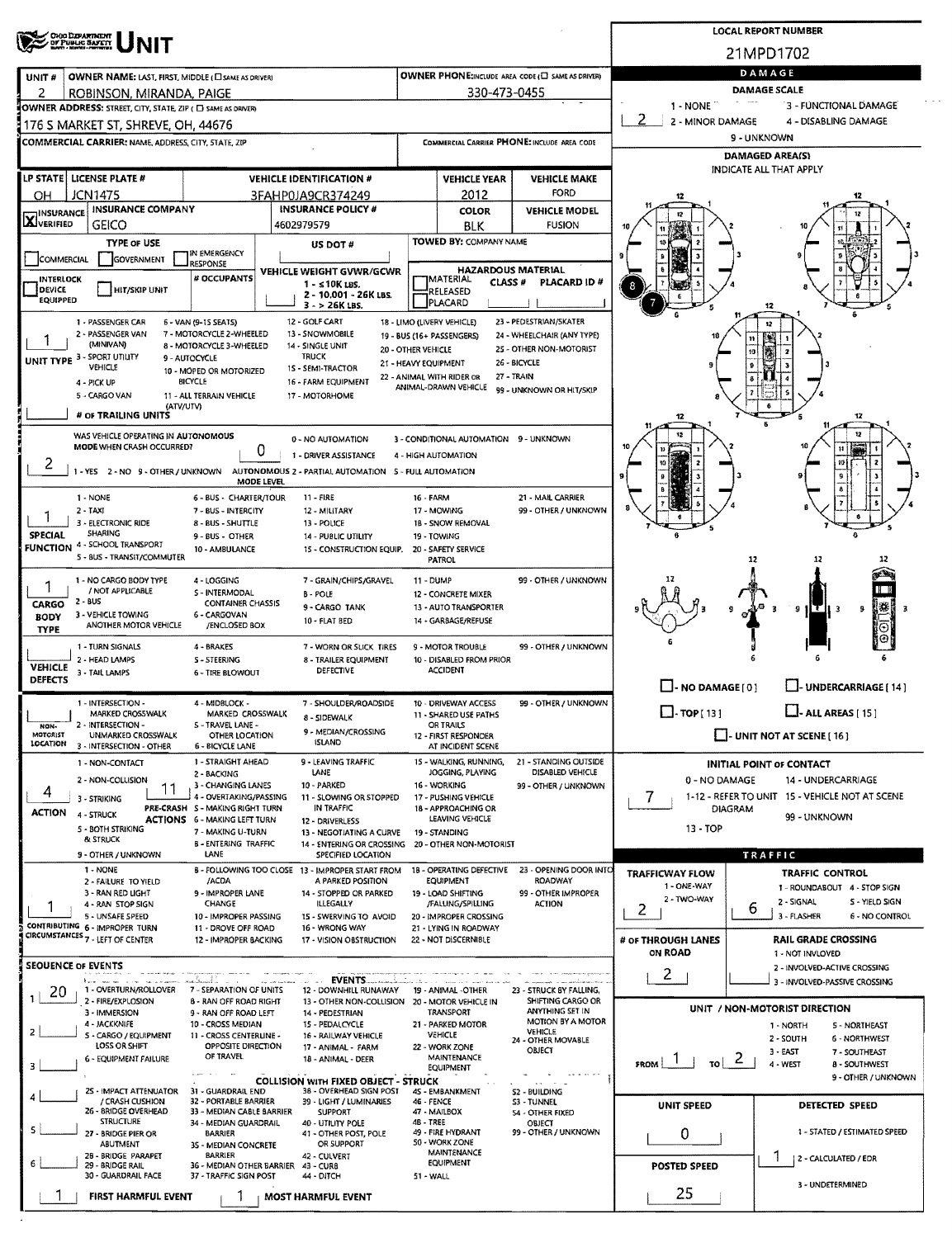# UNIT

**LOCAL REPORT NUMBER:** 21MPD1702

| UNIT # | OWNER NAME: LAST, FIRST, MIDDLE (☐ SAME AS DRIVER) | OWNER PHONE: INCLUDE AREA CODE (☐ SAME AS DRIVER) |
|---|---|---|
| 2 | ROBINSON, MIRANDA, PAIGE | 330-473-0455 |

**OWNER ADDRESS:** STREET, CITY, STATE, ZIP (☐ SAME AS DRIVER)
176 S MARKET ST, SHREVE, OH, 44676

**COMMERCIAL CARRIER:** NAME, ADDRESS, CITY, STATE, ZIP

**COMMERCIAL CARRIER PHONE:** INCLUDE AREA CODE

| LP STATE | LICENSE PLATE # | VEHICLE IDENTIFICATION # | VEHICLE YEAR | VEHICLE MAKE |
|---|---|---|---|---|
| OH | JCN1475 | 3FAHP0JA9CR374249 | 2012 | FORD |

| ☒ INSURANCE VERIFIED | INSURANCE COMPANY | INSURANCE POLICY # | COLOR | VEHICLE MODEL |
|---|---|---|---|---|
| | GEICO | 4602979579 | BLK | FUSION |

**TYPE OF USE:** ☐ COMMERCIAL ☐ GOVERNMENT ☐ IN EMERGENCY RESPONSE

**US DOT #**

**TOWED BY:** COMPANY NAME

☐ INTERLOCK DEVICE EQUIPPED ☐ HIT/SKIP UNIT

**# OCCUPANTS**

**VEHICLE WEIGHT GVWR/GCWR:** 1 - ≤10K LBS. 2 - 10,001 - 26K LBS. 3 - > 26K LBS.

**HAZARDOUS MATERIAL:** ☐ MATERIAL RELEASED ☐ PLACARD — CLASS # — PLACARD ID #

**UNIT TYPE:** 1
1 - PASSENGER CAR, 2 - PASSENGER VAN (MINIVAN), 3 - SPORT UTILITY VEHICLE, 4 - PICK UP, 5 - CARGO VAN, 6 - VAN (9-15 SEATS), 7 - MOTORCYCLE 2-WHEELED, 8 - MOTORCYCLE 3-WHEELED, 9 - AUTOCYCLE, 10 - MOPED OR MOTORIZED BICYCLE, 11 - ALL TERRAIN VEHICLE (ATV/UTV), 12 - GOLF CART, 13 - SNOWMOBILE, 14 - SINGLE UNIT TRUCK, 15 - SEMI-TRACTOR, 16 - FARM EQUIPMENT, 17 - MOTORHOME, 18 - LIMO (LIVERY VEHICLE), 19 - BUS (16+ PASSENGERS), 20 - OTHER VEHICLE, 21 - HEAVY EQUIPMENT, 22 - ANIMAL WITH RIDER OR ANIMAL-DRAWN VEHICLE, 23 - PEDESTRIAN/SKATER, 24 - WHEELCHAIR (ANY TYPE), 25 - OTHER NON-MOTORIST, 26 - BICYCLE, 27 - TRAIN, 99 - UNKNOWN OR HIT/SKIP

**# OF TRAILING UNITS:**

**WAS VEHICLE OPERATING IN AUTONOMOUS MODE WHEN CRASH OCCURRED?** 2
1 - YES 2 - NO 9 - OTHER / UNKNOWN

**AUTONOMOUS MODE LEVEL:** 0
0 - NO AUTOMATION, 1 - DRIVER ASSISTANCE, 2 - PARTIAL AUTOMATION, 3 - CONDITIONAL AUTOMATION, 4 - HIGH AUTOMATION, 5 - FULL AUTOMATION, 9 - UNKNOWN

**SPECIAL FUNCTION:** 1
1 - NONE, 2 - TAXI, 3 - ELECTRONIC RIDE SHARING, 4 - SCHOOL TRANSPORT, 5 - BUS - TRANSIT/COMMUTER, 6 - BUS - CHARTER/TOUR, 7 - BUS - INTERCITY, 8 - BUS - SHUTTLE, 9 - BUS - OTHER, 10 - AMBULANCE, 11 - FIRE, 12 - MILITARY, 13 - POLICE, 14 - PUBLIC UTILITY, 15 - CONSTRUCTION EQUIP., 16 - FARM, 17 - MOWING, 18 - SNOW REMOVAL, 19 - TOWING, 20 - SAFETY SERVICE PATROL, 21 - MAIL CARRIER, 99 - OTHER / UNKNOWN

**CARGO BODY TYPE:** 1
1 - NO CARGO BODY TYPE / NOT APPLICABLE, 2 - BUS, 3 - VEHICLE TOWING ANOTHER MOTOR VEHICLE, 4 - LOGGING, 5 - INTERMODAL CONTAINER CHASSIS, 6 - CARGOVAN /ENCLOSED BOX, 7 - GRAIN/CHIPS/GRAVEL, 8 - POLE, 9 - CARGO TANK, 10 - FLAT BED, 11 - DUMP, 12 - CONCRETE MIXER, 13 - AUTO TRANSPORTER, 14 - GARBAGE/REFUSE, 99 - OTHER / UNKNOWN

**VEHICLE DEFECTS:**
1 - TURN SIGNALS, 2 - HEAD LAMPS, 3 - TAIL LAMPS, 4 - BRAKES, 5 - STEERING, 6 - TIRE BLOWOUT, 7 - WORN OR SLICK TIRES, 8 - TRAILER EQUIPMENT DEFECTIVE, 9 - MOTOR TROUBLE, 10 - DISABLED FROM PRIOR ACCIDENT, 99 - OTHER / UNKNOWN

**NON-MOTORIST LOCATION:**
1 - INTERSECTION - MARKED CROSSWALK, 2 - INTERSECTION - UNMARKED CROSSWALK, 3 - INTERSECTION - OTHER, 4 - MIDBLOCK - MARKED CROSSWALK, 5 - TRAVEL LANE - OTHER LOCATION, 6 - BICYCLE LANE, 7 - SHOULDER/ROADSIDE, 8 - SIDEWALK, 9 - MEDIAN/CROSSING ISLAND, 10 - DRIVEWAY ACCESS, 11 - SHARED USE PATHS OR TRAILS, 12 - FIRST RESPONDER AT INCIDENT SCENE, 99 - OTHER / UNKNOWN

**ACTION:** 4
1 - NON-CONTACT, 2 - NON-COLLISION, 3 - STRIKING, 4 - STRUCK, 5 - BOTH STRIKING & STRUCK, 9 - OTHER / UNKNOWN

**PRE-CRASH ACTIONS:** 11
1 - STRAIGHT AHEAD, 2 - BACKING, 3 - CHANGING LANES, 4 - OVERTAKING/PASSING, 5 - MAKING RIGHT TURN, 6 - MAKING LEFT TURN, 7 - MAKING U-TURN, 8 - ENTERING TRAFFIC LANE, 9 - LEAVING TRAFFIC LANE, 10 - PARKED, 11 - SLOWING OR STOPPED IN TRAFFIC, 12 - DRIVERLESS, 13 - NEGOTIATING A CURVE, 14 - ENTERING OR CROSSING SPECIFIED LOCATION, 15 - WALKING, RUNNING, JOGGING, PLAYING, 16 - WORKING, 17 - PUSHING VEHICLE, 18 - APPROACHING OR LEAVING VEHICLE, 19 - STANDING, 20 - OTHER NON-MOTORIST, 21 - STANDING OUTSIDE DISABLED VEHICLE, 99 - OTHER / UNKNOWN

**CONTRIBUTING CIRCUMSTANCES:** 1
1 - NONE, 2 - FAILURE TO YIELD, 3 - RAN RED LIGHT, 4 - RAN STOP SIGN, 5 - UNSAFE SPEED, 6 - IMPROPER TURN, 7 - LEFT OF CENTER, 8 - FOLLOWING TOO CLOSE /ACDA, 9 - IMPROPER LANE CHANGE, 10 - IMPROPER PASSING, 11 - DROVE OFF ROAD, 12 - IMPROPER BACKING, 13 - IMPROPER START FROM A PARKED POSITION, 14 - STOPPED OR PARKED ILLEGALLY, 15 - SWERVING TO AVOID, 16 - WRONG WAY, 17 - VISION OBSTRUCTION, 18 - OPERATING DEFECTIVE EQUIPMENT, 19 - LOAD SHIFTING /FALLING/SPILLING, 20 - IMPROPER CROSSING, 21 - LYING IN ROADWAY, 22 - NOT DISCERNIBLE, 23 - OPENING DOOR INTO ROADWAY, 99 - OTHER IMPROPER ACTION

**SEQUENCE OF EVENTS:**
1: 20
2:
3:
4:
5:
6:

**EVENTS:**
1 - OVERTURN/ROLLOVER, 2 - FIRE/EXPLOSION, 3 - IMMERSION, 4 - JACKKNIFE, 5 - CARGO / EQUIPMENT LOSS OR SHIFT, 6 - EQUIPMENT FAILURE, 7 - SEPARATION OF UNITS, 8 - RAN OFF ROAD RIGHT, 9 - RAN OFF ROAD LEFT, 10 - CROSS MEDIAN, 11 - CROSS CENTERLINE - OPPOSITE DIRECTION OF TRAVEL, 12 - DOWNHILL RUNAWAY, 13 - OTHER NON-COLLISION, 14 - PEDESTRIAN, 15 - PEDALCYCLE, 16 - RAILWAY VEHICLE, 17 - ANIMAL - FARM, 18 - ANIMAL - DEER, 19 - ANIMAL - OTHER, 20 - MOTOR VEHICLE IN TRANSPORT, 21 - PARKED MOTOR VEHICLE, 22 - WORK ZONE MAINTENANCE EQUIPMENT, 23 - STRUCK BY FALLING, SHIFTING CARGO OR ANYTHING SET IN MOTION BY A MOTOR VEHICLE, 24 - OTHER MOVABLE OBJECT

**COLLISION WITH FIXED OBJECT - STRUCK:**
25 - IMPACT ATTENUATOR / CRASH CUSHION, 26 - BRIDGE OVERHEAD STRUCTURE, 27 - BRIDGE PIER OR ABUTMENT, 28 - BRIDGE PARAPET, 29 - BRIDGE RAIL, 30 - GUARDRAIL FACE, 31 - GUARDRAIL END, 32 - PORTABLE BARRIER, 33 - MEDIAN CABLE BARRIER, 34 - MEDIAN GUARDRAIL BARRIER, 35 - MEDIAN CONCRETE BARRIER, 36 - MEDIAN OTHER BARRIER, 37 - TRAFFIC SIGN POST, 38 - OVERHEAD SIGN POST, 39 - LIGHT / LUMINARIES SUPPORT, 40 - UTILITY POLE, 41 - OTHER POST, POLE OR SUPPORT, 42 - CULVERT, 43 - CURB, 44 - DITCH, 45 - EMBANKMENT, 46 - FENCE, 47 - MAILBOX, 48 - TREE, 49 - FIRE HYDRANT, 50 - WORK ZONE MAINTENANCE EQUIPMENT, 51 - WALL, 52 - BUILDING, 53 - TUNNEL, 54 - OTHER FIXED OBJECT, 99 - OTHER / UNKNOWN

**FIRST HARMFUL EVENT:** 1 **MOST HARMFUL EVENT:** 1

## DAMAGE

**DAMAGE SCALE:** 2
1 - NONE, 2 - MINOR DAMAGE, 3 - FUNCTIONAL DAMAGE, 4 - DISABLING DAMAGE, 9 - UNKNOWN

**DAMAGED AREA(S)** INDICATE ALL THAT APPLY: 7, 8

☐ - NO DAMAGE [0] ☐ - UNDERCARRIAGE [14] ☐ - TOP [13] ☐ - ALL AREAS [15] ☐ - UNIT NOT AT SCENE [16]

**INITIAL POINT OF CONTACT:** 7
0 - NO DAMAGE, 1-12 - REFER TO UNIT DIAGRAM, 13 - TOP, 14 - UNDERCARRIAGE, 15 - VEHICLE NOT AT SCENE, 99 - UNKNOWN

## TRAFFIC

**TRAFFICWAY FLOW:** 2
1 - ONE-WAY, 2 - TWO-WAY

**TRAFFIC CONTROL:** 6
1 - ROUNDABOUT, 2 - SIGNAL, 3 - FLASHER, 4 - STOP SIGN, 5 - YIELD SIGN, 6 - NO CONTROL

**# OF THROUGH LANES ON ROAD:** 2

**RAIL GRADE CROSSING:**
1 - NOT INVOLVED, 2 - INVOLVED-ACTIVE CROSSING, 3 - INVOLVED-PASSIVE CROSSING

**UNIT / NON-MOTORIST DIRECTION:** FROM 1 TO 2
1 - NORTH, 2 - SOUTH, 3 - EAST, 4 - WEST, 5 - NORTHEAST, 6 - NORTHWEST, 7 - SOUTHEAST, 8 - SOUTHWEST, 9 - OTHER / UNKNOWN

| UNIT SPEED | DETECTED SPEED |
|---|---|
| 0 | 1 |

1 - STATED / ESTIMATED SPEED, 2 - CALCULATED / EDR, 3 - UNDETERMINED

**POSTED SPEED:** 25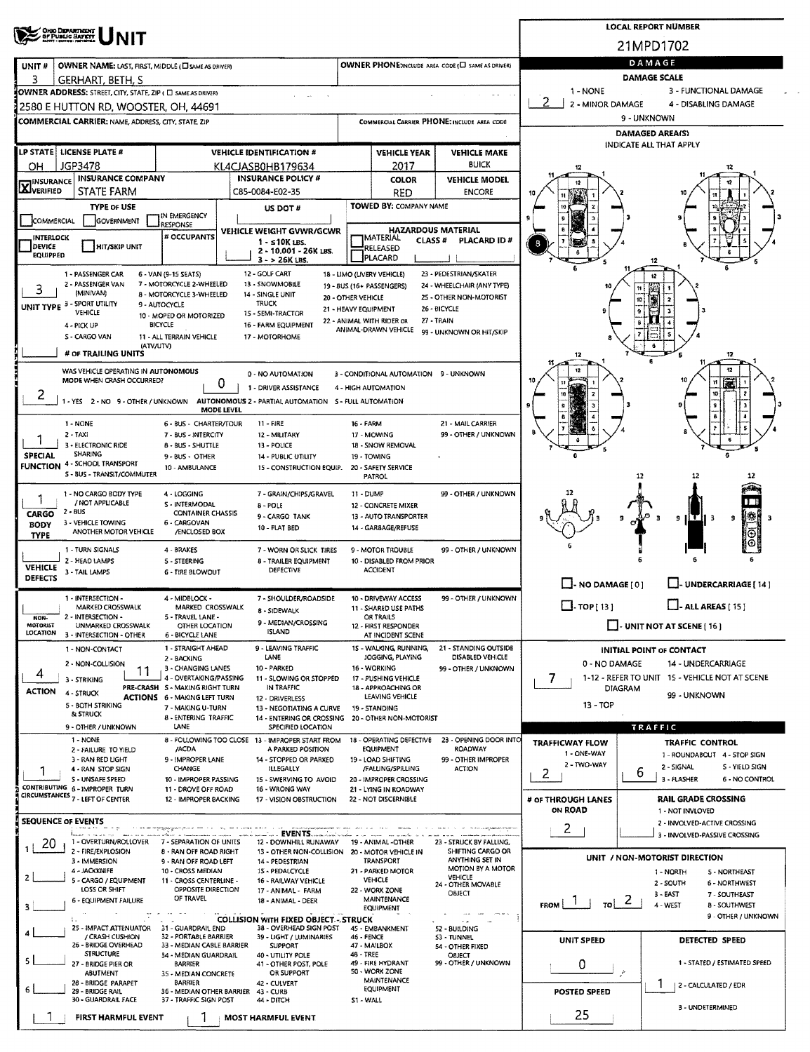# OHIO DEPARTMENT OF PUBLIC SAFETY UNIT

**LOCAL REPORT NUMBER:** 21MPD1702

| Field | Value |
|---|---|
| UNIT # | 3 |
| OWNER NAME: LAST, FIRST, MIDDLE (☐ SAME AS DRIVER) | GERHART, BETH, S |
| OWNER PHONE: INCLUDE AREA CODE (☐ SAME AS DRIVER) | |
| OWNER ADDRESS: STREET, CITY, STATE, ZIP (☐ SAME AS DRIVER) | 2580 E HUTTON RD, WOOSTER, OH, 44691 |
| COMMERCIAL CARRIER: NAME, ADDRESS, CITY, STATE, ZIP | |
| COMMERCIAL CARRIER PHONE: INCLUDE AREA CODE | |

| LP STATE | LICENSE PLATE # | VEHICLE IDENTIFICATION # | VEHICLE YEAR | VEHICLE MAKE |
|---|---|---|---|---|
| OH | JGP3478 | KL4CJASB0HB179634 | 2017 | BUICK |

| INSURANCE | INSURANCE COMPANY | INSURANCE POLICY # | COLOR | VEHICLE MODEL |
|---|---|---|---|---|
| ☒ VERIFIED | STATE FARM | C85-0084-E02-35 | RED | ENCORE |

**TYPE OF USE:** ☐ COMMERCIAL ☐ GOVERNMENT ☐ IN EMERGENCY RESPONSE

**US DOT #:**

**TOWED BY: COMPANY NAME:**

☐ INTERLOCK DEVICE EQUIPPED ☐ HIT/SKIP UNIT

**# OCCUPANTS:**

**VEHICLE WEIGHT GVWR/GCWR:** 1 - ≤10K LBS. 2 - 10,001 - 26K LBS. 3 - > 26K LBS.

**HAZARDOUS MATERIAL:** ☐ MATERIAL RELEASED ☐ PLACARD — CLASS # — PLACARD ID #

**UNIT TYPE:** 3
1 - PASSENGER CAR, 2 - PASSENGER VAN (MINIVAN), 3 - SPORT UTILITY VEHICLE, 4 - PICK UP, 5 - CARGO VAN, 6 - VAN (9-15 SEATS), 7 - MOTORCYCLE 2-WHEELED, 8 - MOTORCYCLE 3-WHEELED, 9 - AUTOCYCLE, 10 - MOPED OR MOTORIZED BICYCLE, 11 - ALL TERRAIN VEHICLE (ATV/UTV), 12 - GOLF CART, 13 - SNOWMOBILE, 14 - SINGLE UNIT TRUCK, 15 - SEMI-TRACTOR, 16 - FARM EQUIPMENT, 17 - MOTORHOME, 18 - LIMO (LIVERY VEHICLE), 19 - BUS (16+ PASSENGERS), 20 - OTHER VEHICLE, 21 - HEAVY EQUIPMENT, 22 - ANIMAL WITH RIDER OR ANIMAL-DRAWN VEHICLE, 23 - PEDESTRIAN/SKATER, 24 - WHEELCHAIR (ANY TYPE), 25 - OTHER NON-MOTORIST, 26 - BICYCLE, 27 - TRAIN, 99 - UNKNOWN OR HIT/SKIP

**# OF TRAILING UNITS:**

**WAS VEHICLE OPERATING IN AUTONOMOUS MODE WHEN CRASH OCCURRED?** 2
1 - YES 2 - NO 9 - OTHER / UNKNOWN

**AUTONOMOUS MODE LEVEL:** 0
0 - NO AUTOMATION, 1 - DRIVER ASSISTANCE, 2 - PARTIAL AUTOMATION, 3 - CONDITIONAL AUTOMATION, 4 - HIGH AUTOMATION, 5 - FULL AUTOMATION, 9 - UNKNOWN

**SPECIAL FUNCTION:** 1
1 - NONE, 2 - TAXI, 3 - ELECTRONIC RIDE SHARING, 4 - SCHOOL TRANSPORT, 5 - BUS - TRANSIT/COMMUTER, 6 - BUS - CHARTER/TOUR, 7 - BUS - INTERCITY, 8 - BUS - SHUTTLE, 9 - BUS - OTHER, 10 - AMBULANCE, 11 - FIRE, 12 - MILITARY, 13 - POLICE, 14 - PUBLIC UTILITY, 15 - CONSTRUCTION EQUIP., 16 - FARM, 17 - MOWING, 18 - SNOW REMOVAL, 19 - TOWING, 20 - SAFETY SERVICE PATROL, 21 - MAIL CARRIER, 99 - OTHER / UNKNOWN

**CARGO BODY TYPE:** 1
1 - NO CARGO BODY TYPE / NOT APPLICABLE, 2 - BUS, 3 - VEHICLE TOWING ANOTHER MOTOR VEHICLE, 4 - LOGGING, 5 - INTERMODAL CONTAINER CHASSIS, 6 - CARGOVAN /ENCLOSED BOX, 7 - GRAIN/CHIPS/GRAVEL, 8 - POLE, 9 - CARGO TANK, 10 - FLAT BED, 11 - DUMP, 12 - CONCRETE MIXER, 13 - AUTO TRANSPORTER, 14 - GARBAGE/REFUSE, 99 - OTHER / UNKNOWN

**VEHICLE DEFECTS:**
1 - TURN SIGNALS, 2 - HEAD LAMPS, 3 - TAIL LAMPS, 4 - BRAKES, 5 - STEERING, 6 - TIRE BLOWOUT, 7 - WORN OR SLICK TIRES, 8 - TRAILER EQUIPMENT DEFECTIVE, 9 - MOTOR TROUBLE, 10 - DISABLED FROM PRIOR ACCIDENT, 99 - OTHER / UNKNOWN

**NON-MOTORIST LOCATION:**
1 - INTERSECTION - MARKED CROSSWALK, 2 - INTERSECTION - UNMARKED CROSSWALK, 3 - INTERSECTION - OTHER, 4 - MIDBLOCK - MARKED CROSSWALK, 5 - TRAVEL LANE - OTHER LOCATION, 6 - BICYCLE LANE, 7 - SHOULDER/ROADSIDE, 8 - SIDEWALK, 9 - MEDIAN/CROSSING ISLAND, 10 - DRIVEWAY ACCESS, 11 - SHARED USE PATHS OR TRAILS, 12 - FIRST RESPONDER AT INCIDENT SCENE, 99 - OTHER / UNKNOWN

**ACTION:** 4
1 - NON-CONTACT, 2 - NON-COLLISION, 3 - STRIKING, 4 - STRUCK, 5 - BOTH STRIKING & STRUCK, 9 - OTHER / UNKNOWN

**PRE-CRASH ACTIONS:** 11
1 - STRAIGHT AHEAD, 2 - BACKING, 3 - CHANGING LANES, 4 - OVERTAKING/PASSING, 5 - MAKING RIGHT TURN, 6 - MAKING LEFT TURN, 7 - MAKING U-TURN, 8 - ENTERING TRAFFIC LANE, 9 - LEAVING TRAFFIC LANE, 10 - PARKED, 11 - SLOWING OR STOPPED IN TRAFFIC, 12 - DRIVERLESS, 13 - NEGOTIATING A CURVE, 14 - ENTERING OR CROSSING SPECIFIED LOCATION, 15 - WALKING, RUNNING, JOGGING, PLAYING, 16 - WORKING, 17 - PUSHING VEHICLE, 18 - APPROACHING OR LEAVING VEHICLE, 19 - STANDING, 20 - OTHER NON-MOTORIST, 21 - STANDING OUTSIDE DISABLED VEHICLE, 99 - OTHER / UNKNOWN

**CONTRIBUTING CIRCUMSTANCES:** 1
1 - NONE, 2 - FAILURE TO YIELD, 3 - RAN RED LIGHT, 4 - RAN STOP SIGN, 5 - UNSAFE SPEED, 6 - IMPROPER TURN, 7 - LEFT OF CENTER, 8 - FOLLOWING TOO CLOSE /ACDA, 9 - IMPROPER LANE CHANGE, 10 - IMPROPER PASSING, 11 - DROVE OFF ROAD, 12 - IMPROPER BACKING, 13 - IMPROPER START FROM A PARKED POSITION, 14 - STOPPED OR PARKED ILLEGALLY, 15 - SWERVING TO AVOID, 16 - WRONG WAY, 17 - VISION OBSTRUCTION, 18 - OPERATING DEFECTIVE EQUIPMENT, 19 - LOAD SHIFTING /FALLING/SPILLING, 20 - IMPROPER CROSSING, 21 - LYING IN ROADWAY, 22 - NOT DISCERNIBLE, 23 - OPENING DOOR INTO ROADWAY, 99 - OTHER IMPROPER ACTION

**SEQUENCE OF EVENTS:**

| # | Event |
|---|---|
| 1 | 20 |
| 2 | |
| 3 | |
| 4 | |
| 5 | |
| 6 | |

EVENTS: 1 - OVERTURN/ROLLOVER, 2 - FIRE/EXPLOSION, 3 - IMMERSION, 4 - JACKKNIFE, 5 - CARGO / EQUIPMENT LOSS OR SHIFT, 6 - EQUIPMENT FAILURE, 7 - SEPARATION OF UNITS, 8 - RAN OFF ROAD RIGHT, 9 - RAN OFF ROAD LEFT, 10 - CROSS MEDIAN, 11 - CROSS CENTERLINE - OPPOSITE DIRECTION OF TRAVEL, 12 - DOWNHILL RUNAWAY, 13 - OTHER NON-COLLISION, 14 - PEDESTRIAN, 15 - PEDALCYCLE, 16 - RAILWAY VEHICLE, 17 - ANIMAL - FARM, 18 - ANIMAL - DEER, 19 - ANIMAL -OTHER, 20 - MOTOR VEHICLE IN TRANSPORT, 21 - PARKED MOTOR VEHICLE, 22 - WORK ZONE MAINTENANCE EQUIPMENT, 23 - STRUCK BY FALLING, SHIFTING CARGO OR ANYTHING SET IN MOTION BY A MOTOR VEHICLE, 24 - OTHER MOVABLE OBJECT

COLLISION WITH FIXED OBJECT - STRUCK: 25 - IMPACT ATTENUATOR / CRASH CUSHION, 26 - BRIDGE OVERHEAD STRUCTURE, 27 - BRIDGE PIER OR ABUTMENT, 28 - BRIDGE PARAPET, 29 - BRIDGE RAIL, 30 - GUARDRAIL FACE, 31 - GUARDRAIL END, 32 - PORTABLE BARRIER, 33 - MEDIAN CABLE BARRIER, 34 - MEDIAN GUARDRAIL BARRIER, 35 - MEDIAN CONCRETE BARRIER, 36 - MEDIAN OTHER BARRIER, 37 - TRAFFIC SIGN POST, 38 - OVERHEAD SIGN POST, 39 - LIGHT / LUMINARIES SUPPORT, 40 - UTILITY POLE, 41 - OTHER POST, POLE OR SUPPORT, 42 - CULVERT, 43 - CURB, 44 - DITCH, 45 - EMBANKMENT, 46 - FENCE, 47 - MAILBOX, 48 - TREE, 49 - FIRE HYDRANT, 50 - WORK ZONE MAINTENANCE EQUIPMENT, 51 - WALL, 52 - BUILDING, 53 - TUNNEL, 54 - OTHER FIXED OBJECT, 99 - OTHER / UNKNOWN

**FIRST HARMFUL EVENT:** 1 **MOST HARMFUL EVENT:** 1

## DAMAGE

**DAMAGE SCALE:** 2
1 - NONE, 2 - MINOR DAMAGE, 3 - FUNCTIONAL DAMAGE, 4 - DISABLING DAMAGE, 9 - UNKNOWN

**DAMAGED AREA(S)** — INDICATE ALL THAT APPLY: 8

☐ NO DAMAGE [0] ☐ UNDERCARRIAGE [14] ☐ TOP [13] ☐ ALL AREAS [15] ☐ UNIT NOT AT SCENE [16]

**INITIAL POINT OF CONTACT:** 7
0 - NO DAMAGE, 1-12 - REFER TO UNIT DIAGRAM, 13 - TOP, 14 - UNDERCARRIAGE, 15 - VEHICLE NOT AT SCENE, 99 - UNKNOWN

## TRAFFIC

**TRAFFICWAY FLOW:** 2 (1 - ONE-WAY, 2 - TWO-WAY)

**TRAFFIC CONTROL:** 6
1 - ROUNDABOUT, 2 - SIGNAL, 3 - FLASHER, 4 - STOP SIGN, 5 - YIELD SIGN, 6 - NO CONTROL

**# OF THROUGH LANES ON ROAD:** 2

**RAIL GRADE CROSSING:** 1 - NOT INVOLVED, 2 - INVOLVED-ACTIVE CROSSING, 3 - INVOLVED-PASSIVE CROSSING

**UNIT / NON-MOTORIST DIRECTION:** FROM 1 TO 2
1 - NORTH, 2 - SOUTH, 3 - EAST, 4 - WEST, 5 - NORTHEAST, 6 - NORTHWEST, 7 - SOUTHEAST, 8 - SOUTHWEST, 9 - OTHER / UNKNOWN

**UNIT SPEED:** 0

**POSTED SPEED:** 25

**DETECTED SPEED:** 1
1 - STATED / ESTIMATED SPEED, 2 - CALCULATED / EDR, 3 - UNDETERMINED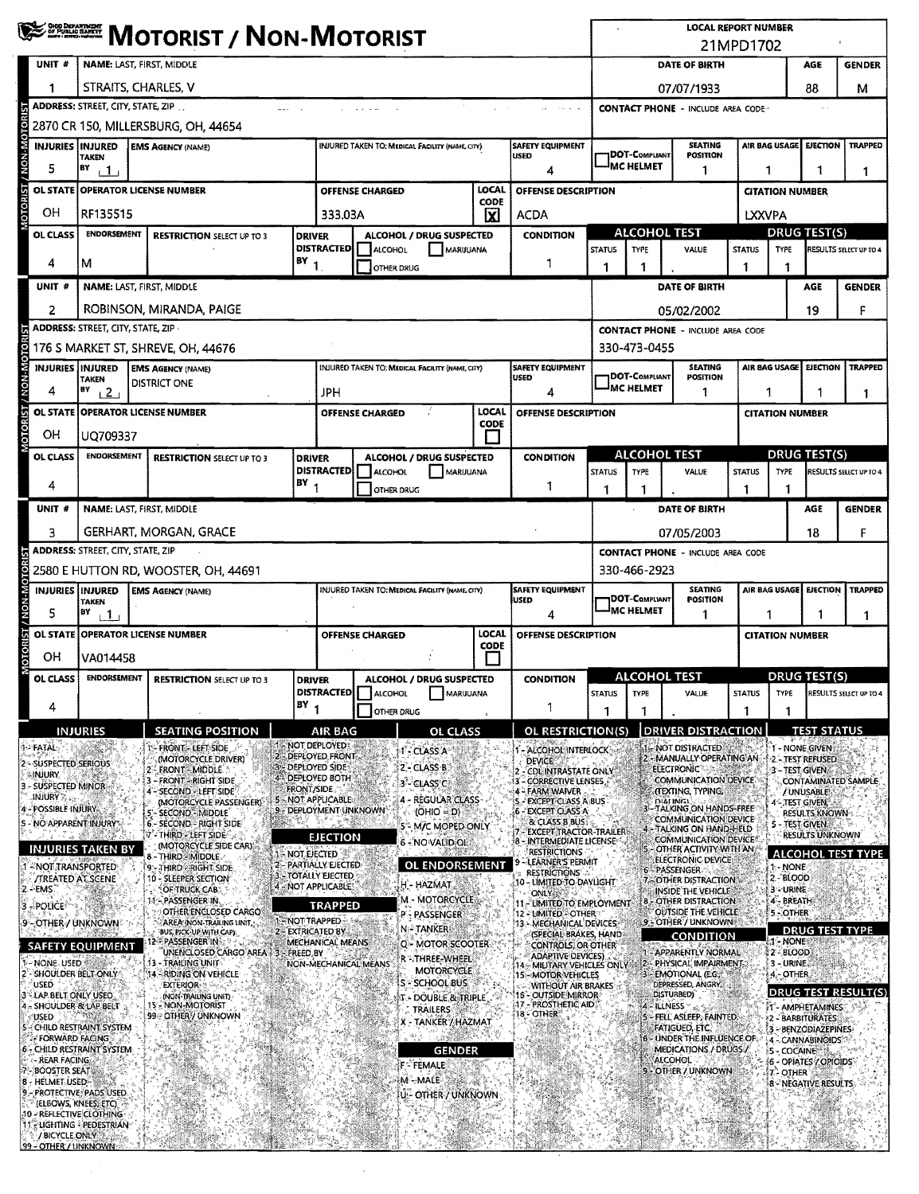# MOTORIST / NON-MOTORIST

**LOCAL REPORT NUMBER:** 21MPD1702

## Unit 1

| UNIT # | NAME: LAST, FIRST, MIDDLE | DATE OF BIRTH | AGE | GENDER |
|---|---|---|---|---|
| 1 | STRAITS, CHARLES, V | 07/07/1933 | 88 | M |

**ADDRESS:** 2870 CR 150, MILLERSBURG, OH, 44654
**CONTACT PHONE:**

| INJURIES | INJURED TAKEN BY | EMS AGENCY (NAME) | INJURED TAKEN TO: MEDICAL FACILITY (NAME, CITY) | SAFETY EQUIPMENT USED | DOT-COMPLIANT MC HELMET | SEATING POSITION | AIR BAG USAGE | EJECTION | TRAPPED |
|---|---|---|---|---|---|---|---|---|---|
| 5 | 1 | | | 4 | | 1 | 1 | 1 | 1 |

| OL STATE | OPERATOR LICENSE NUMBER | OFFENSE CHARGED | LOCAL CODE | OFFENSE DESCRIPTION | CITATION NUMBER |
|---|---|---|---|---|---|
| OH | RF135515 | 333.03A | X | ACDA | LXXVPA |

| OL CLASS | ENDORSEMENT | RESTRICTION | DRIVER DISTRACTED BY | ALCOHOL / DRUG SUSPECTED | CONDITION | ALCOHOL TEST STATUS | ALCOHOL TEST TYPE | ALCOHOL TEST VALUE | DRUG TEST STATUS | DRUG TEST TYPE | DRUG TEST RESULTS |
|---|---|---|---|---|---|---|---|---|---|---|---|
| 4 | M | | 1 | | 1 | 1 | 1 | . | 1 | 1 | |

## Unit 2

| UNIT # | NAME: LAST, FIRST, MIDDLE | DATE OF BIRTH | AGE | GENDER |
|---|---|---|---|---|
| 2 | ROBINSON, MIRANDA, PAIGE | 05/02/2002 | 19 | F |

**ADDRESS:** 176 S MARKET ST, SHREVE, OH, 44676
**CONTACT PHONE:** 330-473-0455

| INJURIES | INJURED TAKEN BY | EMS AGENCY (NAME) | INJURED TAKEN TO: MEDICAL FACILITY (NAME, CITY) | SAFETY EQUIPMENT USED | DOT-COMPLIANT MC HELMET | SEATING POSITION | AIR BAG USAGE | EJECTION | TRAPPED |
|---|---|---|---|---|---|---|---|---|---|
| 4 | 2 | DISTRICT ONE | JPH | 4 | | 1 | 1 | 1 | 1 |

| OL STATE | OPERATOR LICENSE NUMBER | OFFENSE CHARGED | LOCAL CODE | OFFENSE DESCRIPTION | CITATION NUMBER |
|---|---|---|---|---|---|
| OH | UQ709337 | | | | |

| OL CLASS | ENDORSEMENT | RESTRICTION | DRIVER DISTRACTED BY | ALCOHOL / DRUG SUSPECTED | CONDITION | ALCOHOL TEST STATUS | ALCOHOL TEST TYPE | ALCOHOL TEST VALUE | DRUG TEST STATUS | DRUG TEST TYPE | DRUG TEST RESULTS |
|---|---|---|---|---|---|---|---|---|---|---|---|
| 4 | | | 1 | | 1 | 1 | 1 | . | 1 | 1 | |

## Unit 3

| UNIT # | NAME: LAST, FIRST, MIDDLE | DATE OF BIRTH | AGE | GENDER |
|---|---|---|---|---|
| 3 | GERHART, MORGAN, GRACE | 07/05/2003 | 18 | F |

**ADDRESS:** 2580 E HUTTON RD, WOOSTER, OH, 44691
**CONTACT PHONE:** 330-466-2923

| INJURIES | INJURED TAKEN BY | EMS AGENCY (NAME) | INJURED TAKEN TO: MEDICAL FACILITY (NAME, CITY) | SAFETY EQUIPMENT USED | DOT-COMPLIANT MC HELMET | SEATING POSITION | AIR BAG USAGE | EJECTION | TRAPPED |
|---|---|---|---|---|---|---|---|---|---|
| 5 | 1 | | | 4 | | 1 | 1 | 1 | 1 |

| OL STATE | OPERATOR LICENSE NUMBER | OFFENSE CHARGED | LOCAL CODE | OFFENSE DESCRIPTION | CITATION NUMBER |
|---|---|---|---|---|---|
| OH | VA014458 | | | | |

| OL CLASS | ENDORSEMENT | RESTRICTION | DRIVER DISTRACTED BY | ALCOHOL / DRUG SUSPECTED | CONDITION | ALCOHOL TEST STATUS | ALCOHOL TEST TYPE | ALCOHOL TEST VALUE | DRUG TEST STATUS | DRUG TEST TYPE | DRUG TEST RESULTS |
|---|---|---|---|---|---|---|---|---|---|---|---|
| 4 | | | 1 | | 1 | 1 | 1 | . | 1 | 1 | |

## Codes

**INJURIES**
1 - FATAL
2 - SUSPECTED SERIOUS INJURY
3 - SUSPECTED MINOR INJURY
4 - POSSIBLE INJURY
5 - NO APPARENT INJURY

**INJURIES TAKEN BY**
1 - NOT TRANSPORTED /TREATED AT SCENE
2 - EMS
3 - POLICE
9 - OTHER / UNKNOWN

**SAFETY EQUIPMENT**
1 - NONE USED
2 - SHOULDER BELT ONLY USED
3 - LAP BELT ONLY USED
4 - SHOULDER & LAP BELT USED
5 - CHILD RESTRAINT SYSTEM - FORWARD FACING
6 - CHILD RESTRAINT SYSTEM - REAR FACING
7 - BOOSTER SEAT
8 - HELMET USED
9 - PROTECTIVE PADS USED (ELBOWS, KNEES, ETC)
10 - REFLECTIVE CLOTHING
11 - LIGHTING - PEDESTRIAN / BICYCLE ONLY
99 - OTHER / UNKNOWN

**SEATING POSITION**
1 - FRONT - LEFT SIDE (MOTORCYCLE DRIVER)
2 - FRONT - MIDDLE
3 - FRONT - RIGHT SIDE
4 - SECOND - LEFT SIDE (MOTORCYCLE PASSENGER)
5 - SECOND - MIDDLE
6 - SECOND - RIGHT SIDE
7 - THIRD - LEFT SIDE (MOTORCYCLE SIDE CAR)
8 - THIRD - MIDDLE
9 - THIRD - RIGHT SIDE
10 - SLEEPER SECTION OF TRUCK CAB
11 - PASSENGER IN OTHER ENCLOSED CARGO AREA (NON-TRAILING UNIT, BUS, PICK-UP WITH CAP)
12 - PASSENGER IN UNENCLOSED CARGO AREA
13 - TRAILING UNIT
14 - RIDING ON VEHICLE EXTERIOR (NON-TRAILING UNIT)
15 - NON-MOTORIST
99 - OTHER / UNKNOWN

**AIR BAG**
1 - NOT DEPLOYED
2 - DEPLOYED FRONT
3 - DEPLOYED SIDE
4 - DEPLOYED BOTH FRONT/SIDE
5 - NOT APPLICABLE
9 - DEPLOYMENT UNKNOWN

**EJECTION**
1 - NOT EJECTED
2 - PARTIALLY EJECTED
3 - TOTALLY EJECTED
4 - NOT APPLICABLE

**TRAPPED**
1 - NOT TRAPPED
2 - EXTRICATED BY MECHANICAL MEANS
3 - FREED BY NON-MECHANICAL MEANS

**OL CLASS**
1 - CLASS A
2 - CLASS B
3 - CLASS C
4 - REGULAR CLASS (OHIO = D)
5 - M/C MOPED ONLY
6 - NO VALID OL

**OL ENDORSEMENT**
H - HAZMAT
M - MOTORCYCLE
P - PASSENGER
N - TANKER
Q - MOTOR SCOOTER
R - THREE-WHEEL MOTORCYCLE
S - SCHOOL BUS
T - DOUBLE & TRIPLE TRAILERS
X - TANKER / HAZMAT

**GENDER**
F - FEMALE
M - MALE
U - OTHER / UNKNOWN

**OL RESTRICTION(S)**
1 - ALCOHOL INTERLOCK DEVICE
2 - CDL INTRASTATE ONLY
3 - CORRECTIVE LENSES
4 - FARM WAIVER
5 - EXCEPT CLASS A BUS
6 - EXCEPT CLASS A & CLASS B BUS
7 - EXCEPT TRACTOR-TRAILER
8 - INTERMEDIATE LICENSE RESTRICTIONS
9 - LEARNER'S PERMIT RESTRICTIONS
10 - LIMITED TO DAYLIGHT ONLY
11 - LIMITED TO EMPLOYMENT
12 - LIMITED - OTHER
13 - MECHANICAL DEVICES (SPECIAL BRAKES, HAND CONTROLS, OR OTHER ADAPTIVE DEVICES)
14 - MILITARY VEHICLES ONLY
15 - MOTOR VEHICLES WITHOUT AIR BRAKES
16 - OUTSIDE MIRROR
17 - PROSTHETIC AID
18 - OTHER

**DRIVER DISTRACTION**
1 - NOT DISTRACTED
2 - MANUALLY OPERATING AN ELECTRONIC COMMUNICATION DEVICE (TEXTING, TYPING, DIALING)
3 - TALKING ON HANDS-FREE COMMUNICATION DEVICE
4 - TALKING ON HAND-HELD COMMUNICATION DEVICE
5 - OTHER ACTIVITY WITH AN ELECTRONIC DEVICE
6 - PASSENGER
7 - OTHER DISTRACTION INSIDE THE VEHICLE
8 - OTHER DISTRACTION OUTSIDE THE VEHICLE
9 - OTHER / UNKNOWN

**CONDITION**
1 - APPARENTLY NORMAL
2 - PHYSICAL IMPAIRMENT
3 - EMOTIONAL (E.G., DEPRESSED, ANGRY, DISTURBED)
4 - ILLNESS
5 - FELL ASLEEP, FAINTED, FATIGUED, ETC.
6 - UNDER THE INFLUENCE OF MEDICATIONS / DRUGS / ALCOHOL
9 - OTHER / UNKNOWN

**TEST STATUS**
1 - NONE GIVEN
2 - TEST REFUSED
3 - TEST GIVEN, CONTAMINATED SAMPLE / UNUSABLE
4 - TEST GIVEN, RESULTS KNOWN
5 - TEST GIVEN, RESULTS UNKNOWN

**ALCOHOL TEST TYPE**
1 - NONE
2 - BLOOD
3 - URINE
4 - BREATH
5 - OTHER

**DRUG TEST TYPE**
1 - NONE
2 - BLOOD
3 - URINE
4 - OTHER

**DRUG TEST RESULT(S)**
1 - AMPHETAMINES
2 - BARBITURATES
3 - BENZODIAZEPINES
4 - CANNABINOIDS
5 - COCAINE
6 - OPIATES / OPIOIDS
7 - OTHER
8 - NEGATIVE RESULTS